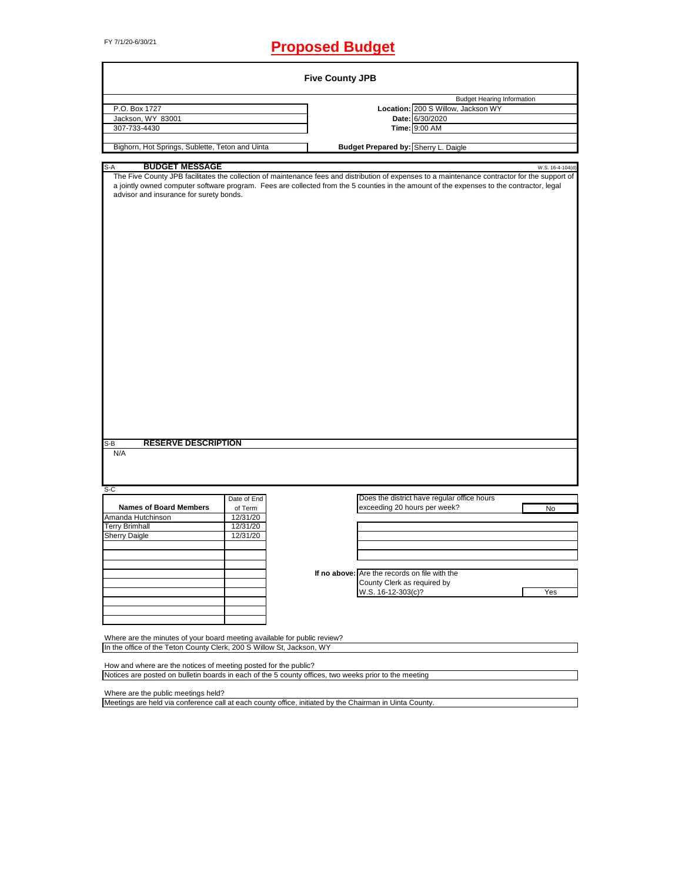FY 7/1/20-6/30/21

# Proposed Budget

## Five County JPB

| | Budget Hearing Information | |
|---|---|---|
| P.O. Box 1727 | **Location:** | 200 S Willow, Jackson WY |
| Jackson, WY 83001 | **Date:** | 6/30/2020 |
| 307-733-4430 | **Time:** | 9:00 AM |
| Bighorn, Hot Springs, Sublette, Teton and Uinta | **Budget Prepared by:** | Sherry L. Daigle |

S-A **BUDGET MESSAGE** W.S. 16-4-104(d)

The Five County JPB facilitates the collection of maintenance fees and distribution of expenses to a maintenance contractor for the support of a jointly owned computer software program. Fees are collected from the 5 counties in the amount of the expenses to the contractor, legal advisor and insurance for surety bonds.

S-B **RESERVE DESCRIPTION**

N/A

S-C

| Names of Board Members | Date of End of Term |
|---|---|
| Amanda Hutchinson | 12/31/20 |
| Terry Brimhall | 12/31/20 |
| Sherry Daigle | 12/31/20 |

Does the district have regular office hours exceeding 20 hours per week? **No**

If no above: Are the records on file with the County Clerk as required by W.S. 16-12-303(c)? **Yes**

Where are the minutes of your board meeting available for public review?
In the office of the Teton County Clerk, 200 S Willow St, Jackson, WY

How and where are the notices of meeting posted for the public?
Notices are posted on bulletin boards in each of the 5 county offices, two weeks prior to the meeting

Where are the public meetings held?
Meetings are held via conference call at each county office, initiated by the Chairman in Uinta County.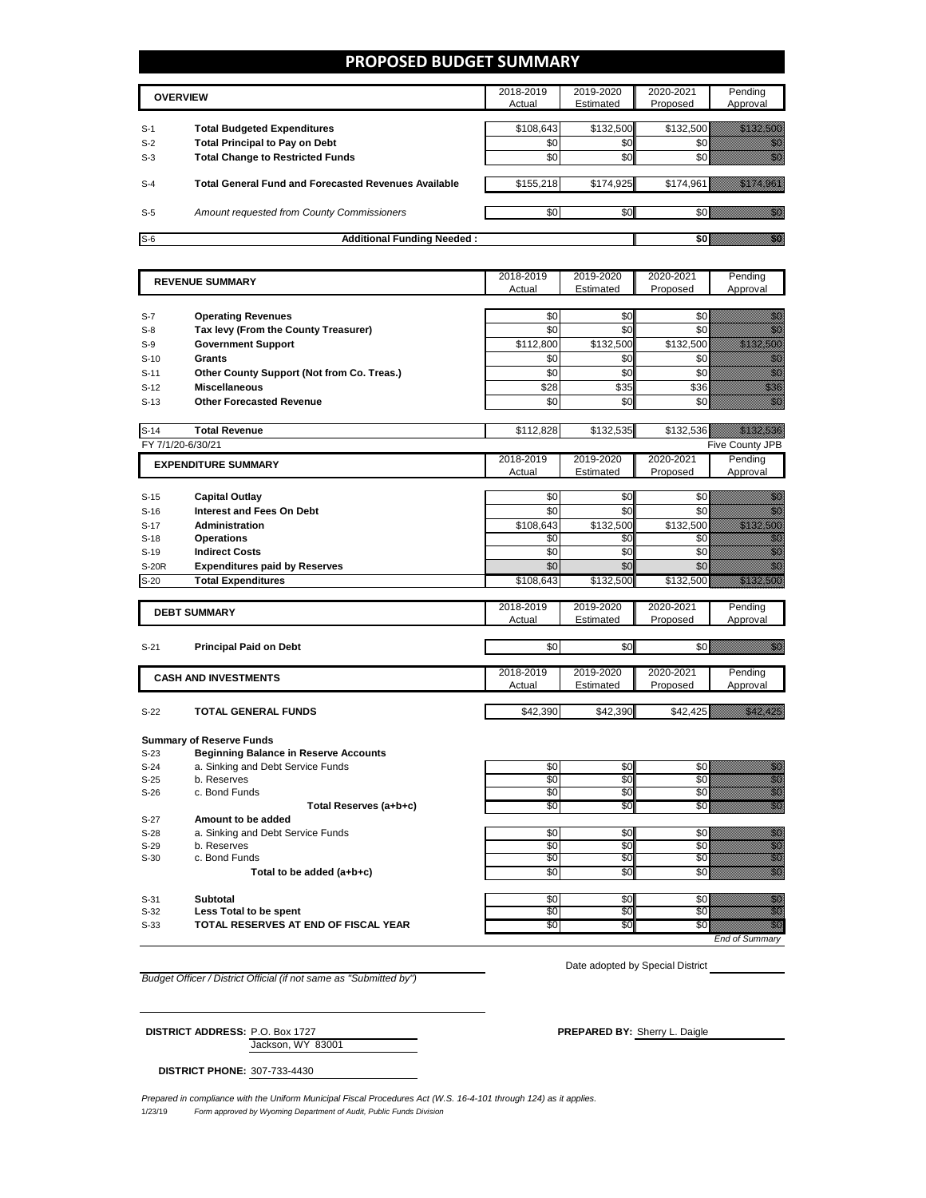# PROPOSED BUDGET SUMMARY

| | OVERVIEW | 2018-2019 Actual | 2019-2020 Estimated | 2020-2021 Proposed | Pending Approval |
|---|---|---|---|---|---|
| S-1 | **Total Budgeted Expenditures** | $108,643 | $132,500 | $132,500 | $132,500 |
| S-2 | **Total Principal to Pay on Debt** | $0 | $0 | $0 | $0 |
| S-3 | **Total Change to Restricted Funds** | $0 | $0 | $0 | $0 |
| S-4 | **Total General Fund and Forecasted Revenues Available** | $155,218 | $174,925 | $174,961 | $174,961 |
| S-5 | *Amount requested from County Commissioners* | $0 | $0 | $0 | $0 |
| S-6 | **Additional Funding Needed :** | | | **$0** | $0 |

| | REVENUE SUMMARY | 2018-2019 Actual | 2019-2020 Estimated | 2020-2021 Proposed | Pending Approval |
|---|---|---|---|---|---|
| S-7 | **Operating Revenues** | $0 | $0 | $0 | $0 |
| S-8 | **Tax levy (From the County Treasurer)** | $0 | $0 | $0 | $0 |
| S-9 | **Government Support** | $112,800 | $132,500 | $132,500 | $132,500 |
| S-10 | **Grants** | $0 | $0 | $0 | $0 |
| S-11 | **Other County Support (Not from Co. Treas.)** | $0 | $0 | $0 | $0 |
| S-12 | **Miscellaneous** | $28 | $35 | $36 | $36 |
| S-13 | **Other Forecasted Revenue** | $0 | $0 | $0 | $0 |
| S-14 | **Total Revenue** | $112,828 | $132,535 | $132,536 | $132,536 |

FY 7/1/20-6/30/21 — Five County JPB

| | EXPENDITURE SUMMARY | 2018-2019 Actual | 2019-2020 Estimated | 2020-2021 Proposed | Pending Approval |
|---|---|---|---|---|---|
| S-15 | **Capital Outlay** | $0 | $0 | $0 | $0 |
| S-16 | **Interest and Fees On Debt** | $0 | $0 | $0 | $0 |
| S-17 | **Administration** | $108,643 | $132,500 | $132,500 | $132,500 |
| S-18 | **Operations** | $0 | $0 | $0 | $0 |
| S-19 | **Indirect Costs** | $0 | $0 | $0 | $0 |
| S-20R | **Expenditures paid by Reserves** | $0 | $0 | $0 | $0 |
| S-20 | **Total Expenditures** | $108,643 | $132,500 | $132,500 | $132,500 |

| | DEBT SUMMARY | 2018-2019 Actual | 2019-2020 Estimated | 2020-2021 Proposed | Pending Approval |
|---|---|---|---|---|---|
| S-21 | **Principal Paid on Debt** | $0 | $0 | $0 | $0 |

| | CASH AND INVESTMENTS | 2018-2019 Actual | 2019-2020 Estimated | 2020-2021 Proposed | Pending Approval |
|---|---|---|---|---|---|
| S-22 | **TOTAL GENERAL FUNDS** | $42,390 | $42,390 | $42,425 | $42,425 |
| | **Summary of Reserve Funds** | | | | |
| S-23 | **Beginning Balance in Reserve Accounts** | | | | |
| S-24 | a. Sinking and Debt Service Funds | $0 | $0 | $0 | $0 |
| S-25 | b. Reserves | $0 | $0 | $0 | $0 |
| S-26 | c. Bond Funds | $0 | $0 | $0 | $0 |
| | **Total Reserves (a+b+c)** | $0 | $0 | $0 | $0 |
| S-27 | **Amount to be added** | | | | |
| S-28 | a. Sinking and Debt Service Funds | $0 | $0 | $0 | $0 |
| S-29 | b. Reserves | $0 | $0 | $0 | $0 |
| S-30 | c. Bond Funds | $0 | $0 | $0 | $0 |
| | **Total to be added (a+b+c)** | $0 | $0 | $0 | $0 |
| S-31 | **Subtotal** | $0 | $0 | $0 | $0 |
| S-32 | **Less Total to be spent** | $0 | $0 | $0 | $0 |
| S-33 | **TOTAL RESERVES AT END OF FISCAL YEAR** | $0 | $0 | $0 | $0 |

*End of Summary*

*Budget Officer / District Official (if not same as "Submitted by")*

Date adopted by Special District

**DISTRICT ADDRESS:** P.O. Box 1727
Jackson, WY 83001

**PREPARED BY:** Sherry L. Daigle

**DISTRICT PHONE:** 307-733-4430

*Prepared in compliance with the Uniform Municipal Fiscal Procedures Act (W.S. 16-4-101 through 124) as it applies.*

1/23/19 *Form approved by Wyoming Department of Audit, Public Funds Division*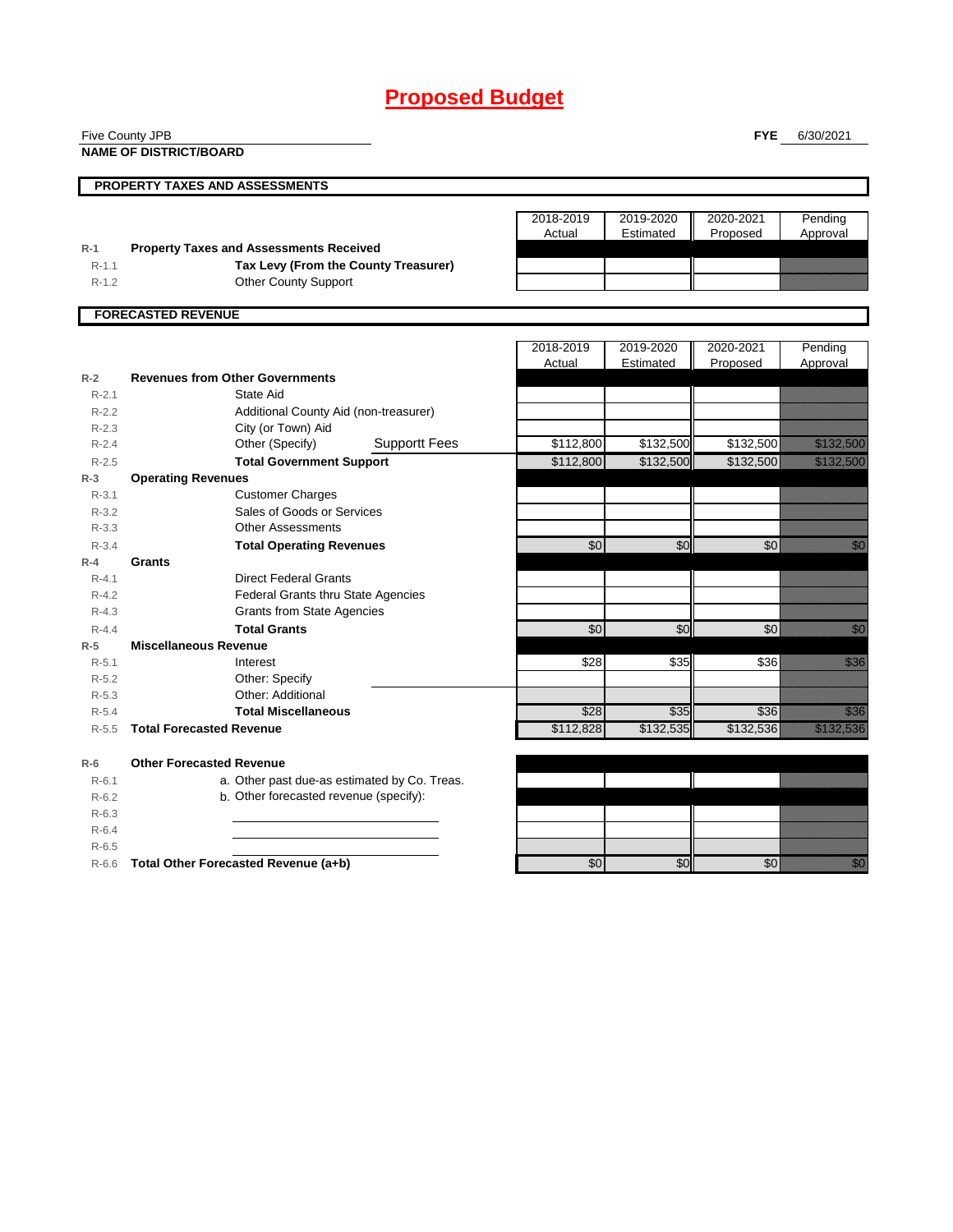# Proposed Budget

Five County JPB

**NAME OF DISTRICT/BOARD**

**FYE** 6/30/2021

## PROPERTY TAXES AND ASSESSMENTS

| | | 2018-2019 Actual | 2019-2020 Estimated | 2020-2021 Proposed | Pending Approval |
|---|---|---|---|---|---|
| **R-1** | **Property Taxes and Assessments Received** | | | | |
| R-1.1 | **Tax Levy (From the County Treasurer)** | | | | |
| R-1.2 | Other County Support | | | | |

## FORECASTED REVENUE

| | | 2018-2019 Actual | 2019-2020 Estimated | 2020-2021 Proposed | Pending Approval |
|---|---|---|---|---|---|
| **R-2** | **Revenues from Other Governments** | | | | |
| R-2.1 | State Aid | | | | |
| R-2.2 | Additional County Aid (non-treasurer) | | | | |
| R-2.3 | City (or Town) Aid | | | | |
| R-2.4 | Other (Specify) Supportt Fees | $112,800 | $132,500 | $132,500 | $132,500 |
| R-2.5 | **Total Government Support** | $112,800 | $132,500 | $132,500 | $132,500 |
| **R-3** | **Operating Revenues** | | | | |
| R-3.1 | Customer Charges | | | | |
| R-3.2 | Sales of Goods or Services | | | | |
| R-3.3 | Other Assessments | | | | |
| R-3.4 | **Total Operating Revenues** | $0 | $0 | $0 | $0 |
| **R-4** | **Grants** | | | | |
| R-4.1 | Direct Federal Grants | | | | |
| R-4.2 | Federal Grants thru State Agencies | | | | |
| R-4.3 | Grants from State Agencies | | | | |
| R-4.4 | **Total Grants** | $0 | $0 | $0 | $0 |
| **R-5** | **Miscellaneous Revenue** | | | | |
| R-5.1 | Interest | $28 | $35 | $36 | $36 |
| R-5.2 | Other: Specify | | | | |
| R-5.3 | Other: Additional | | | | |
| R-5.4 | **Total Miscellaneous** | $28 | $35 | $36 | $36 |
| R-5.5 | **Total Forecasted Revenue** | $112,828 | $132,535 | $132,536 | $132,536 |
| **R-6** | **Other Forecasted Revenue** | | | | |
| R-6.1 | a. Other past due-as estimated by Co. Treas. | | | | |
| R-6.2 | b. Other forecasted revenue (specify): | | | | |
| R-6.3 | | | | | |
| R-6.4 | | | | | |
| R-6.5 | | | | | |
| R-6.6 | **Total Other Forecasted Revenue (a+b)** | $0 | $0 | $0 | $0 |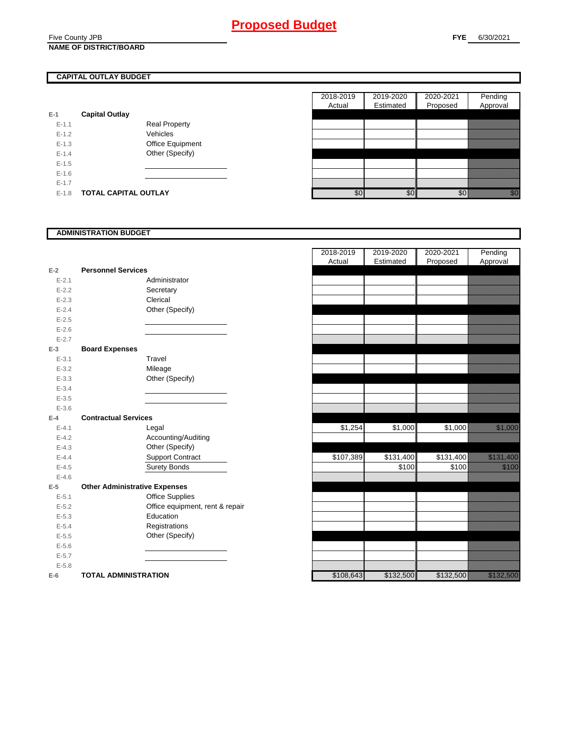# Proposed Budget

Five County JPB
**NAME OF DISTRICT/BOARD**

**FYE** 6/30/2021

## CAPITAL OUTLAY BUDGET

| | | | 2018-2019 Actual | 2019-2020 Estimated | 2020-2021 Proposed | Pending Approval |
|---|---|---|---|---|---|---|
| E-1 | **Capital Outlay** | | | | | |
| E-1.1 | | Real Property | | | | |
| E-1.2 | | Vehicles | | | | |
| E-1.3 | | Office Equipment | | | | |
| E-1.4 | | Other (Specify) | | | | |
| E-1.5 | | | | | | |
| E-1.6 | | | | | | |
| E-1.7 | | | | | | |
| E-1.8 | **TOTAL CAPITAL OUTLAY** | | $0 | $0 | $0 | $0 |

## ADMINISTRATION BUDGET

| | | | 2018-2019 Actual | 2019-2020 Estimated | 2020-2021 Proposed | Pending Approval |
|---|---|---|---|---|---|---|
| E-2 | **Personnel Services** | | | | | |
| E-2.1 | | Administrator | | | | |
| E-2.2 | | Secretary | | | | |
| E-2.3 | | Clerical | | | | |
| E-2.4 | | Other (Specify) | | | | |
| E-2.5 | | | | | | |
| E-2.6 | | | | | | |
| E-2.7 | | | | | | |
| E-3 | **Board Expenses** | | | | | |
| E-3.1 | | Travel | | | | |
| E-3.2 | | Mileage | | | | |
| E-3.3 | | Other (Specify) | | | | |
| E-3.4 | | | | | | |
| E-3.5 | | | | | | |
| E-3.6 | | | | | | |
| E-4 | **Contractual Services** | | | | | |
| E-4.1 | | Legal | $1,254 | $1,000 | $1,000 | $1,000 |
| E-4.2 | | Accounting/Auditing | | | | |
| E-4.3 | | Other (Specify) | | | | |
| E-4.4 | | Support Contract | $107,389 | $131,400 | $131,400 | $131,400 |
| E-4.5 | | Surety Bonds | | $100 | $100 | $100 |
| E-4.6 | | | | | | |
| E-5 | **Other Administrative Expenses** | | | | | |
| E-5.1 | | Office Supplies | | | | |
| E-5.2 | | Office equipment, rent & repair | | | | |
| E-5.3 | | Education | | | | |
| E-5.4 | | Registrations | | | | |
| E-5.5 | | Other (Specify) | | | | |
| E-5.6 | | | | | | |
| E-5.7 | | | | | | |
| E-5.8 | | | | | | |
| E-6 | **TOTAL ADMINISTRATION** | | $108,643 | $132,500 | $132,500 | $132,500 |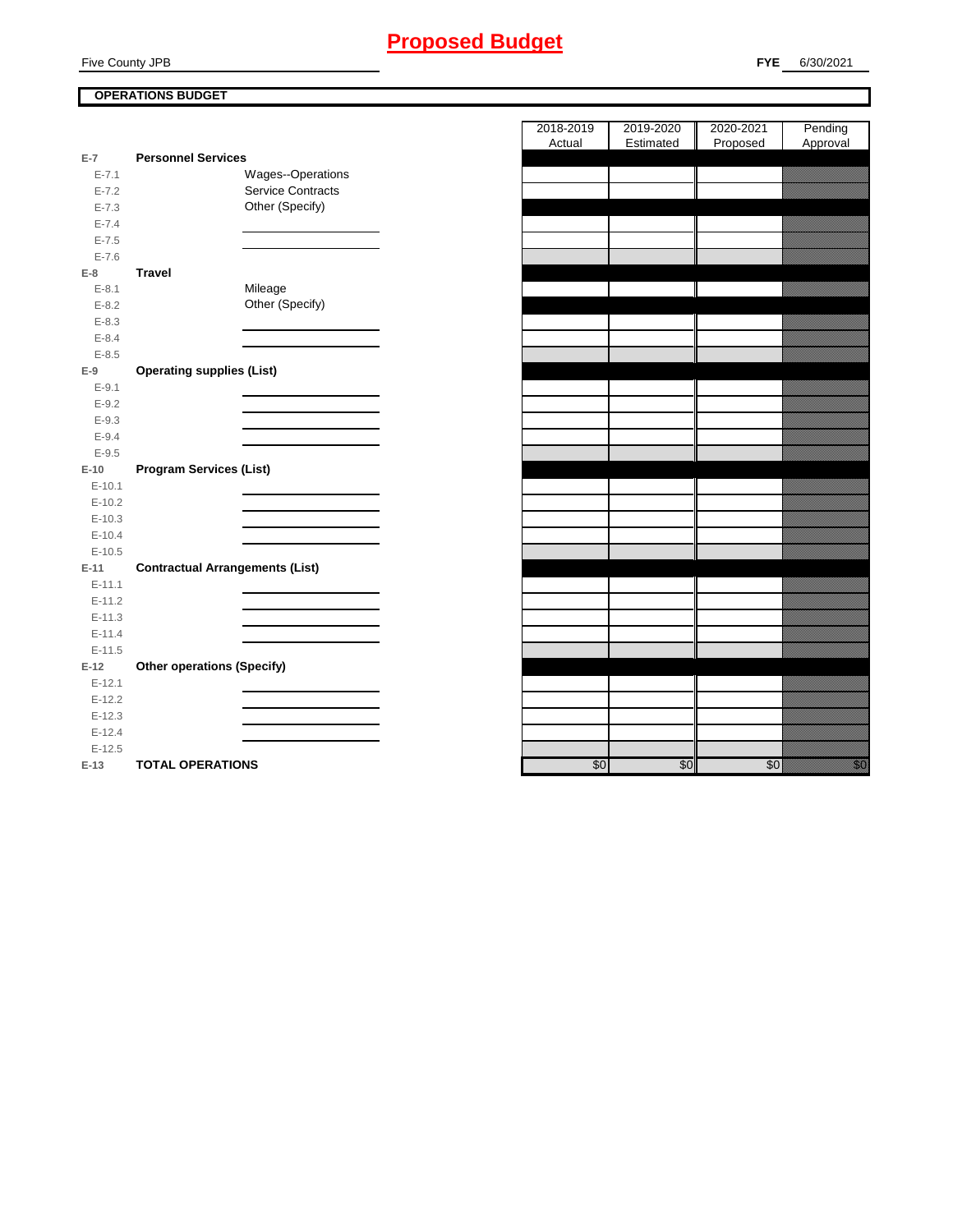# Proposed Budget

Five County JPB

**FYE** 6/30/2021

**OPERATIONS BUDGET**

| | | | 2018-2019 Actual | 2019-2020 Estimated | 2020-2021 Proposed | Pending Approval |
|---|---|---|---|---|---|---|
| **E-7** | **Personnel Services** | | | | | |
| E-7.1 | | Wages--Operations | | | | |
| E-7.2 | | Service Contracts | | | | |
| E-7.3 | | Other (Specify) | | | | |
| E-7.4 | | | | | | |
| E-7.5 | | | | | | |
| E-7.6 | | | | | | |
| **E-8** | **Travel** | | | | | |
| E-8.1 | | Mileage | | | | |
| E-8.2 | | Other (Specify) | | | | |
| E-8.3 | | | | | | |
| E-8.4 | | | | | | |
| E-8.5 | | | | | | |
| **E-9** | **Operating supplies (List)** | | | | | |
| E-9.1 | | | | | | |
| E-9.2 | | | | | | |
| E-9.3 | | | | | | |
| E-9.4 | | | | | | |
| E-9.5 | | | | | | |
| **E-10** | **Program Services (List)** | | | | | |
| E-10.1 | | | | | | |
| E-10.2 | | | | | | |
| E-10.3 | | | | | | |
| E-10.4 | | | | | | |
| E-10.5 | | | | | | |
| **E-11** | **Contractual Arrangements (List)** | | | | | |
| E-11.1 | | | | | | |
| E-11.2 | | | | | | |
| E-11.3 | | | | | | |
| E-11.4 | | | | | | |
| E-11.5 | | | | | | |
| **E-12** | **Other operations (Specify)** | | | | | |
| E-12.1 | | | | | | |
| E-12.2 | | | | | | |
| E-12.3 | | | | | | |
| E-12.4 | | | | | | |
| E-12.5 | | | | | | |
| **E-13** | **TOTAL OPERATIONS** | | $0 | $0 | $0 | $0 |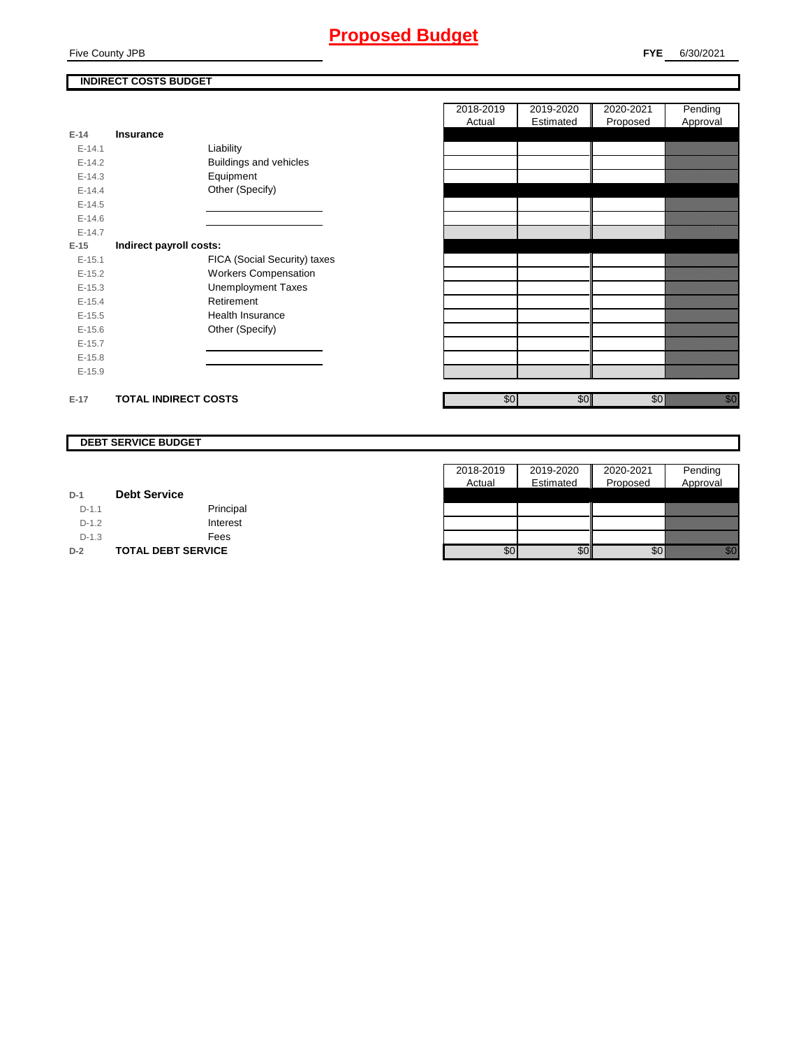# Proposed Budget

Five County JPB

**FYE** 6/30/2021

## INDIRECT COSTS BUDGET

| | | | 2018-2019 Actual | 2019-2020 Estimated | 2020-2021 Proposed | Pending Approval |
|---|---|---|---|---|---|---|
| E-14 | **Insurance** | | | | | |
| E-14.1 | | Liability | | | | |
| E-14.2 | | Buildings and vehicles | | | | |
| E-14.3 | | Equipment | | | | |
| E-14.4 | | Other (Specify) | | | | |
| E-14.5 | | | | | | |
| E-14.6 | | | | | | |
| E-14.7 | | | | | | |
| E-15 | **Indirect payroll costs:** | | | | | |
| E-15.1 | | FICA (Social Security) taxes | | | | |
| E-15.2 | | Workers Compensation | | | | |
| E-15.3 | | Unemployment Taxes | | | | |
| E-15.4 | | Retirement | | | | |
| E-15.5 | | Health Insurance | | | | |
| E-15.6 | | Other (Specify) | | | | |
| E-15.7 | | | | | | |
| E-15.8 | | | | | | |
| E-15.9 | | | | | | |
| E-17 | **TOTAL INDIRECT COSTS** | | $0 | $0 | $0 | $0 |

## DEBT SERVICE BUDGET

| | | | 2018-2019 Actual | 2019-2020 Estimated | 2020-2021 Proposed | Pending Approval |
|---|---|---|---|---|---|---|
| D-1 | **Debt Service** | | | | | |
| D-1.1 | | Principal | | | | |
| D-1.2 | | Interest | | | | |
| D-1.3 | | Fees | | | | |
| D-2 | **TOTAL DEBT SERVICE** | | $0 | $0 | $0 | $0 |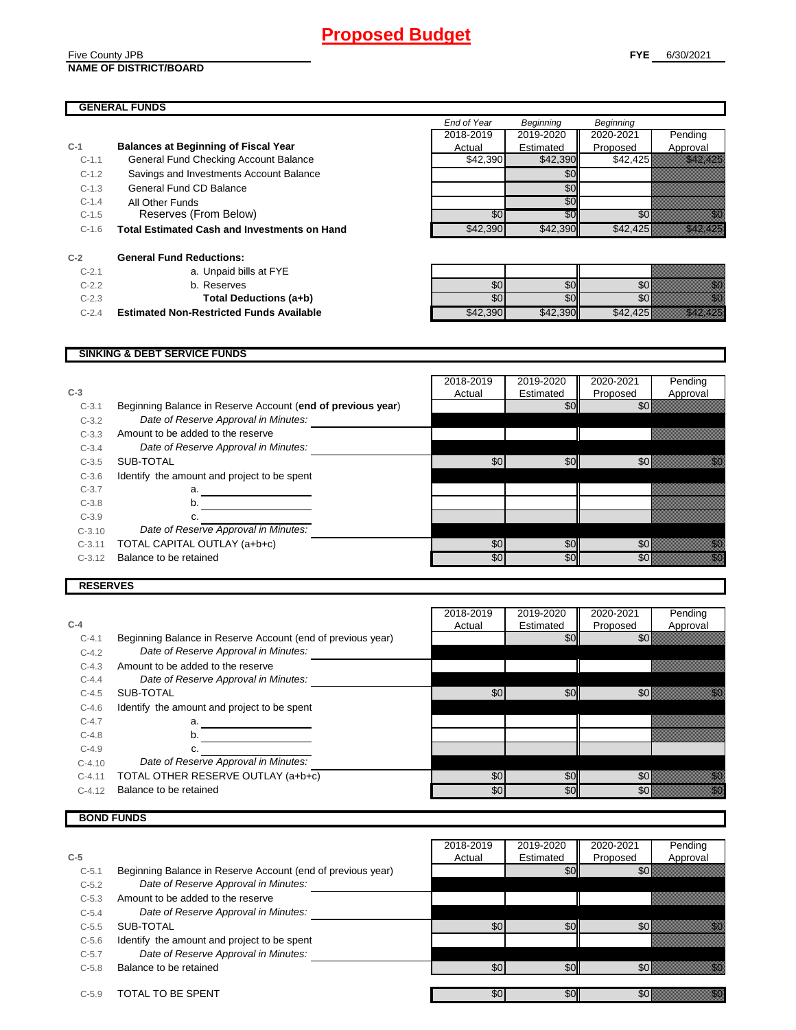# Proposed Budget

Five County JPB
**NAME OF DISTRICT/BOARD**

**FYE** 6/30/2021

## GENERAL FUNDS

| | | End of Year 2018-2019 Actual | Beginning 2019-2020 Estimated | Beginning 2020-2021 Proposed | Pending Approval |
|---|---|---|---|---|---|
| **C-1** | **Balances at Beginning of Fiscal Year** | | | | |
| C-1.1 | General Fund Checking Account Balance | $42,390 | $42,390 | $42,425 | $42,425 |
| C-1.2 | Savings and Investments Account Balance | | $0 | | |
| C-1.3 | General Fund CD Balance | | $0 | | |
| C-1.4 | All Other Funds | | $0 | | |
| C-1.5 | Reserves (From Below) | $0 | $0 | $0 | $0 |
| C-1.6 | **Total Estimated Cash and Investments on Hand** | $42,390 | $42,390 | $42,425 | $42,425 |
| **C-2** | **General Fund Reductions:** | | | | |
| C-2.1 | a. Unpaid bills at FYE | | | | |
| C-2.2 | b. Reserves | $0 | $0 | $0 | $0 |
| C-2.3 | **Total Deductions (a+b)** | $0 | $0 | $0 | $0 |
| C-2.4 | **Estimated Non-Restricted Funds Available** | $42,390 | $42,390 | $42,425 | $42,425 |

## SINKING & DEBT SERVICE FUNDS

| **C-3** | | 2018-2019 Actual | 2019-2020 Estimated | 2020-2021 Proposed | Pending Approval |
|---|---|---|---|---|---|
| C-3.1 | Beginning Balance in Reserve Account (**end of previous year**) | | $0 | $0 | |
| C-3.2 | *Date of Reserve Approval in Minutes:* | | | | |
| C-3.3 | Amount to be added to the reserve | | | | |
| C-3.4 | *Date of Reserve Approval in Minutes:* | | | | |
| C-3.5 | SUB-TOTAL | $0 | $0 | $0 | $0 |
| C-3.6 | Identify the amount and project to be spent | | | | |
| C-3.7 | a. | | | | |
| C-3.8 | b. | | | | |
| C-3.9 | c. | | | | |
| C-3.10 | *Date of Reserve Approval in Minutes:* | | | | |
| C-3.11 | TOTAL CAPITAL OUTLAY (a+b+c) | $0 | $0 | $0 | $0 |
| C-3.12 | Balance to be retained | $0 | $0 | $0 | $0 |

## RESERVES

| **C-4** | | 2018-2019 Actual | 2019-2020 Estimated | 2020-2021 Proposed | Pending Approval |
|---|---|---|---|---|---|
| C-4.1 | Beginning Balance in Reserve Account (end of previous year) | | $0 | $0 | |
| C-4.2 | *Date of Reserve Approval in Minutes:* | | | | |
| C-4.3 | Amount to be added to the reserve | | | | |
| C-4.4 | *Date of Reserve Approval in Minutes:* | | | | |
| C-4.5 | SUB-TOTAL | $0 | $0 | $0 | $0 |
| C-4.6 | Identify the amount and project to be spent | | | | |
| C-4.7 | a. | | | | |
| C-4.8 | b. | | | | |
| C-4.9 | c. | | | | |
| C-4.10 | *Date of Reserve Approval in Minutes:* | | | | |
| C-4.11 | TOTAL OTHER RESERVE OUTLAY (a+b+c) | $0 | $0 | $0 | $0 |
| C-4.12 | Balance to be retained | $0 | $0 | $0 | $0 |

## BOND FUNDS

| **C-5** | | 2018-2019 Actual | 2019-2020 Estimated | 2020-2021 Proposed | Pending Approval |
|---|---|---|---|---|---|
| C-5.1 | Beginning Balance in Reserve Account (end of previous year) | | $0 | $0 | |
| C-5.2 | *Date of Reserve Approval in Minutes:* | | | | |
| C-5.3 | Amount to be added to the reserve | | | | |
| C-5.4 | *Date of Reserve Approval in Minutes:* | | | | |
| C-5.5 | SUB-TOTAL | $0 | $0 | $0 | $0 |
| C-5.6 | Identify the amount and project to be spent | | | | |
| C-5.7 | *Date of Reserve Approval in Minutes:* | | | | |
| C-5.8 | Balance to be retained | $0 | $0 | $0 | $0 |
| C-5.9 | TOTAL TO BE SPENT | $0 | $0 | $0 | $0 |